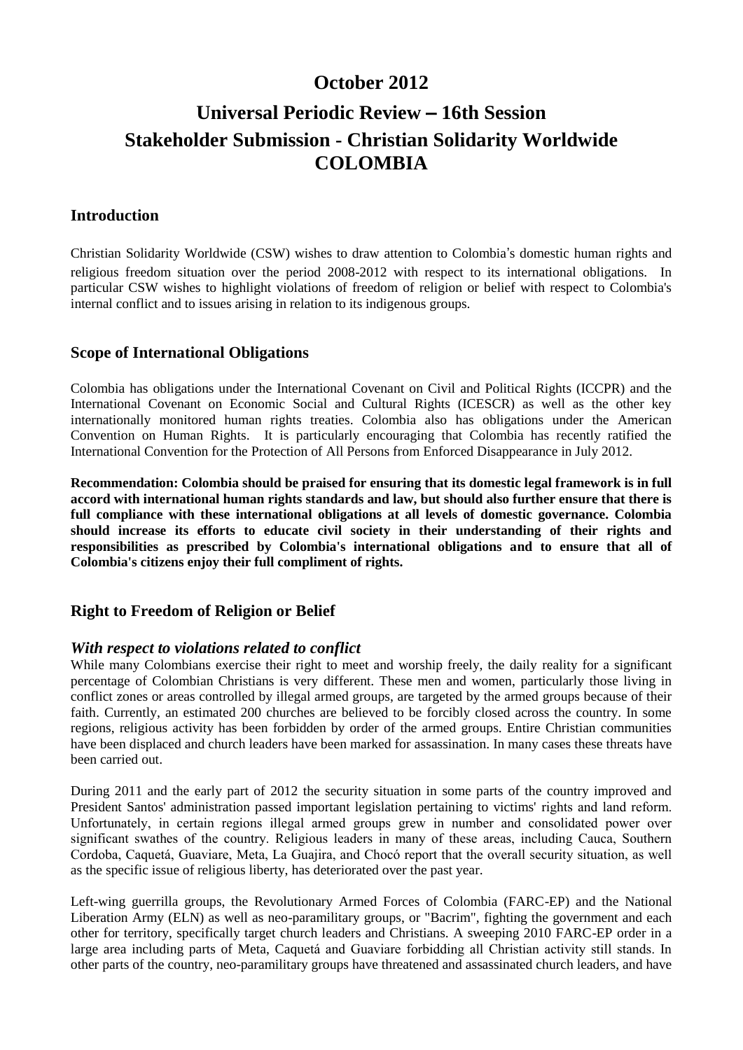# October 2012

# Universal Periodic Review – 16th Session
# Stakeholder Submission - Christian Solidarity Worldwide
# COLOMBIA

## Introduction

Christian Solidarity Worldwide (CSW) wishes to draw attention to Colombia's domestic human rights and religious freedom situation over the period 2008-2012 with respect to its international obligations. In particular CSW wishes to highlight violations of freedom of religion or belief with respect to Colombia's internal conflict and to issues arising in relation to its indigenous groups.

## Scope of International Obligations

Colombia has obligations under the International Covenant on Civil and Political Rights (ICCPR) and the International Covenant on Economic Social and Cultural Rights (ICESCR) as well as the other key internationally monitored human rights treaties. Colombia also has obligations under the American Convention on Human Rights. It is particularly encouraging that Colombia has recently ratified the International Convention for the Protection of All Persons from Enforced Disappearance in July 2012.

**Recommendation: Colombia should be praised for ensuring that its domestic legal framework is in full accord with international human rights standards and law, but should also further ensure that there is full compliance with these international obligations at all levels of domestic governance. Colombia should increase its efforts to educate civil society in their understanding of their rights and responsibilities as prescribed by Colombia's international obligations and to ensure that all of Colombia's citizens enjoy their full compliment of rights.**

## Right to Freedom of Religion or Belief

### *With respect to violations related to conflict*

While many Colombians exercise their right to meet and worship freely, the daily reality for a significant percentage of Colombian Christians is very different. These men and women, particularly those living in conflict zones or areas controlled by illegal armed groups, are targeted by the armed groups because of their faith. Currently, an estimated 200 churches are believed to be forcibly closed across the country. In some regions, religious activity has been forbidden by order of the armed groups. Entire Christian communities have been displaced and church leaders have been marked for assassination. In many cases these threats have been carried out.

During 2011 and the early part of 2012 the security situation in some parts of the country improved and President Santos' administration passed important legislation pertaining to victims' rights and land reform. Unfortunately, in certain regions illegal armed groups grew in number and consolidated power over significant swathes of the country. Religious leaders in many of these areas, including Cauca, Southern Cordoba, Caquetá, Guaviare, Meta, La Guajira, and Chocó report that the overall security situation, as well as the specific issue of religious liberty, has deteriorated over the past year.

Left-wing guerrilla groups, the Revolutionary Armed Forces of Colombia (FARC-EP) and the National Liberation Army (ELN) as well as neo-paramilitary groups, or "Bacrim", fighting the government and each other for territory, specifically target church leaders and Christians. A sweeping 2010 FARC-EP order in a large area including parts of Meta, Caquetá and Guaviare forbidding all Christian activity still stands. In other parts of the country, neo-paramilitary groups have threatened and assassinated church leaders, and have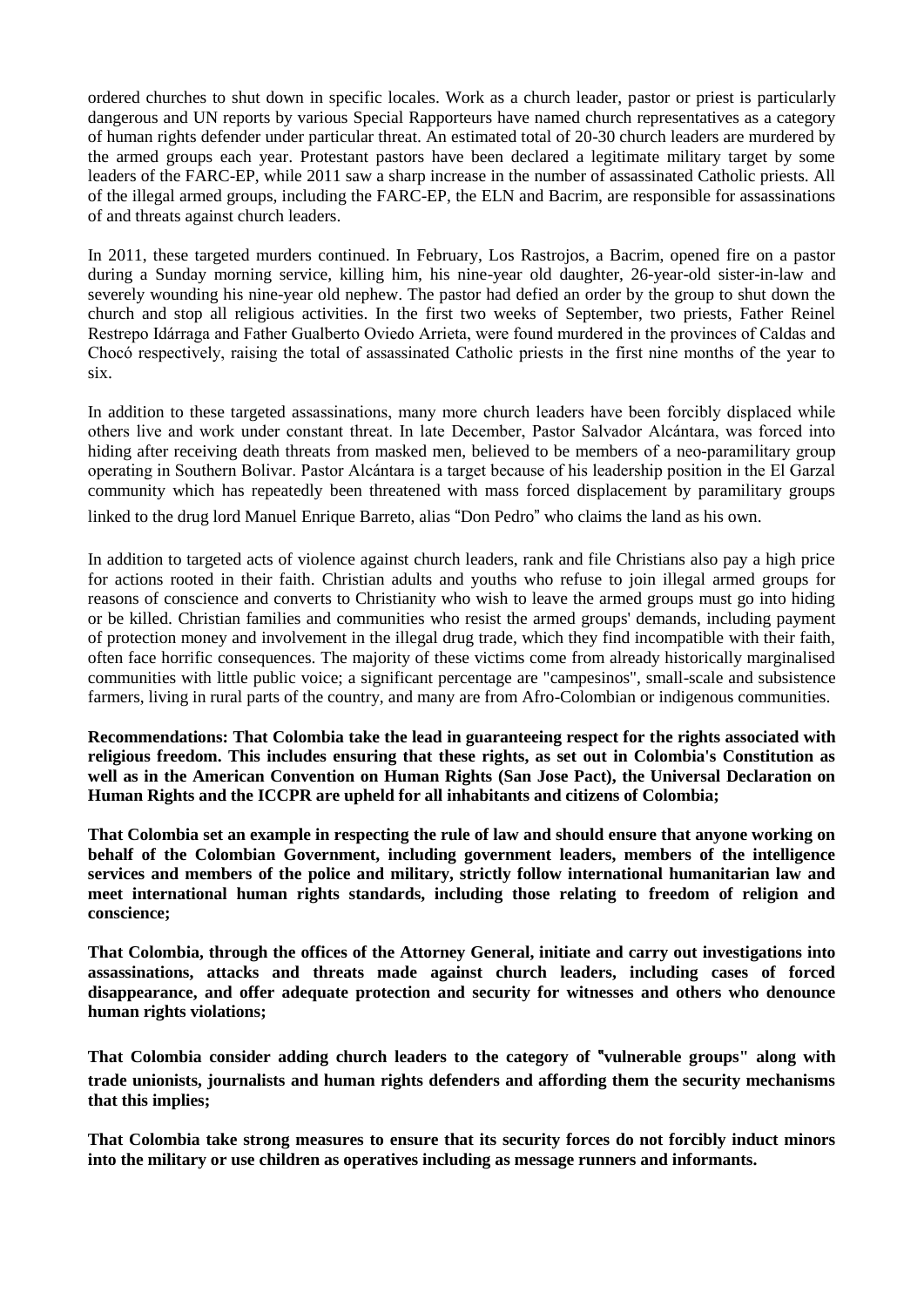ordered churches to shut down in specific locales. Work as a church leader, pastor or priest is particularly dangerous and UN reports by various Special Rapporteurs have named church representatives as a category of human rights defender under particular threat. An estimated total of 20-30 church leaders are murdered by the armed groups each year. Protestant pastors have been declared a legitimate military target by some leaders of the FARC-EP, while 2011 saw a sharp increase in the number of assassinated Catholic priests. All of the illegal armed groups, including the FARC-EP, the ELN and Bacrim, are responsible for assassinations of and threats against church leaders.

In 2011, these targeted murders continued. In February, Los Rastrojos, a Bacrim, opened fire on a pastor during a Sunday morning service, killing him, his nine-year old daughter, 26-year-old sister-in-law and severely wounding his nine-year old nephew. The pastor had defied an order by the group to shut down the church and stop all religious activities. In the first two weeks of September, two priests, Father Reinel Restrepo Idárraga and Father Gualberto Oviedo Arrieta, were found murdered in the provinces of Caldas and Chocó respectively, raising the total of assassinated Catholic priests in the first nine months of the year to six.

In addition to these targeted assassinations, many more church leaders have been forcibly displaced while others live and work under constant threat. In late December, Pastor Salvador Alcántara, was forced into hiding after receiving death threats from masked men, believed to be members of a neo-paramilitary group operating in Southern Bolivar. Pastor Alcántara is a target because of his leadership position in the El Garzal community which has repeatedly been threatened with mass forced displacement by paramilitary groups linked to the drug lord Manuel Enrique Barreto, alias "Don Pedro" who claims the land as his own.

In addition to targeted acts of violence against church leaders, rank and file Christians also pay a high price for actions rooted in their faith. Christian adults and youths who refuse to join illegal armed groups for reasons of conscience and converts to Christianity who wish to leave the armed groups must go into hiding or be killed. Christian families and communities who resist the armed groups' demands, including payment of protection money and involvement in the illegal drug trade, which they find incompatible with their faith, often face horrific consequences. The majority of these victims come from already historically marginalised communities with little public voice; a significant percentage are "campesinos", small-scale and subsistence farmers, living in rural parts of the country, and many are from Afro-Colombian or indigenous communities.

**Recommendations: That Colombia take the lead in guaranteeing respect for the rights associated with religious freedom. This includes ensuring that these rights, as set out in Colombia's Constitution as well as in the American Convention on Human Rights (San Jose Pact), the Universal Declaration on Human Rights and the ICCPR are upheld for all inhabitants and citizens of Colombia;**

**That Colombia set an example in respecting the rule of law and should ensure that anyone working on behalf of the Colombian Government, including government leaders, members of the intelligence services and members of the police and military, strictly follow international humanitarian law and meet international human rights standards, including those relating to freedom of religion and conscience;**

**That Colombia, through the offices of the Attorney General, initiate and carry out investigations into assassinations, attacks and threats made against church leaders, including cases of forced disappearance, and offer adequate protection and security for witnesses and others who denounce human rights violations;**

**That Colombia consider adding church leaders to the category of "vulnerable groups" along with trade unionists, journalists and human rights defenders and affording them the security mechanisms that this implies;**

**That Colombia take strong measures to ensure that its security forces do not forcibly induct minors into the military or use children as operatives including as message runners and informants.**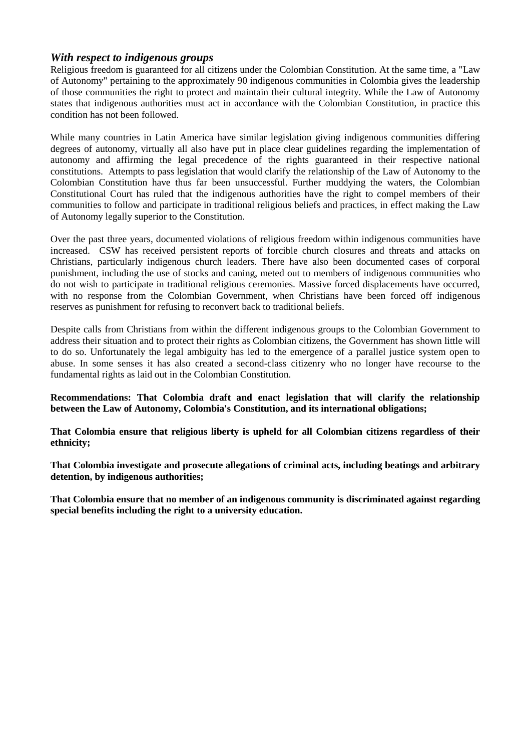### *With respect to indigenous groups*

Religious freedom is guaranteed for all citizens under the Colombian Constitution. At the same time, a "Law of Autonomy" pertaining to the approximately 90 indigenous communities in Colombia gives the leadership of those communities the right to protect and maintain their cultural integrity. While the Law of Autonomy states that indigenous authorities must act in accordance with the Colombian Constitution, in practice this condition has not been followed.

While many countries in Latin America have similar legislation giving indigenous communities differing degrees of autonomy, virtually all also have put in place clear guidelines regarding the implementation of autonomy and affirming the legal precedence of the rights guaranteed in their respective national constitutions. Attempts to pass legislation that would clarify the relationship of the Law of Autonomy to the Colombian Constitution have thus far been unsuccessful. Further muddying the waters, the Colombian Constitutional Court has ruled that the indigenous authorities have the right to compel members of their communities to follow and participate in traditional religious beliefs and practices, in effect making the Law of Autonomy legally superior to the Constitution.

Over the past three years, documented violations of religious freedom within indigenous communities have increased. CSW has received persistent reports of forcible church closures and threats and attacks on Christians, particularly indigenous church leaders. There have also been documented cases of corporal punishment, including the use of stocks and caning, meted out to members of indigenous communities who do not wish to participate in traditional religious ceremonies. Massive forced displacements have occurred, with no response from the Colombian Government, when Christians have been forced off indigenous reserves as punishment for refusing to reconvert back to traditional beliefs.

Despite calls from Christians from within the different indigenous groups to the Colombian Government to address their situation and to protect their rights as Colombian citizens, the Government has shown little will to do so. Unfortunately the legal ambiguity has led to the emergence of a parallel justice system open to abuse. In some senses it has also created a second-class citizenry who no longer have recourse to the fundamental rights as laid out in the Colombian Constitution.

**Recommendations: That Colombia draft and enact legislation that will clarify the relationship between the Law of Autonomy, Colombia's Constitution, and its international obligations;**

**That Colombia ensure that religious liberty is upheld for all Colombian citizens regardless of their ethnicity;**

**That Colombia investigate and prosecute allegations of criminal acts, including beatings and arbitrary detention, by indigenous authorities;**

**That Colombia ensure that no member of an indigenous community is discriminated against regarding special benefits including the right to a university education.**